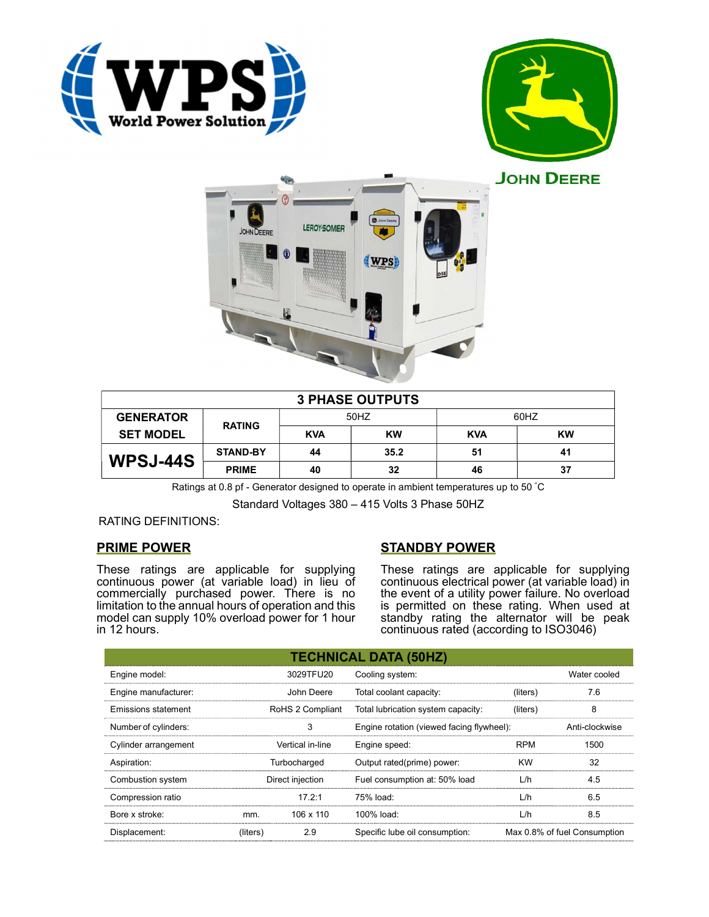## 3 PHASE OUTPUTS

| GENERATOR SET MODEL | RATING | 50HZ | | 60HZ | |
|---|---|---|---|---|---|
| | | KVA | KW | KVA | KW |
| WPSJ-44S | STAND-BY | 44 | 35.2 | 51 | 41 |
| | PRIME | 40 | 32 | 46 | 37 |

Ratings at 0.8 pf - Generator designed to operate in ambient temperatures up to 50 ˚C

Standard Voltages 380 – 415 Volts 3 Phase 50HZ

RATING DEFINITIONS:

### PRIME POWER

These ratings are applicable for supplying continuous power (at variable load) in lieu of commercially purchased power. There is no limitation to the annual hours of operation and this model can supply 10% overload power for 1 hour in 12 hours.

### STANDBY POWER

These ratings are applicable for supplying continuous electrical power (at variable load) in the event of a utility power failure. No overload is permitted on these rating. When used at standby rating the alternator will be peak continuous rated (according to ISO3046)

## TECHNICAL DATA (50HZ)

| | | | | | |
|---|---|---|---|---|---|
| Engine model: | | 3029TFU20 | Cooling system: | | Water cooled |
| Engine manufacturer: | | John Deere | Total coolant capacity: | (liters) | 7.6 |
| Emissions statement | | RoHS 2 Compliant | Total lubrication system capacity: | (liters) | 8 |
| Number of cylinders: | | 3 | Engine rotation (viewed facing flywheel): | | Anti-clockwise |
| Cylinder arrangement | | Vertical in-line | Engine speed: | RPM | 1500 |
| Aspiration: | | Turbocharged | Output rated(prime) power: | KW | 32 |
| Combustion system | | Direct injection | Fuel consumption at: 50% load | L/h | 4.5 |
| Compression ratio | | 17.2:1 | 75% load: | L/h | 6.5 |
| Bore x stroke: | mm. | 106 x 110 | 100% load: | L/h | 8.5 |
| Displacement: | (liters) | 2.9 | Specific lube oil consumption: | | Max 0.8% of fuel Consumption |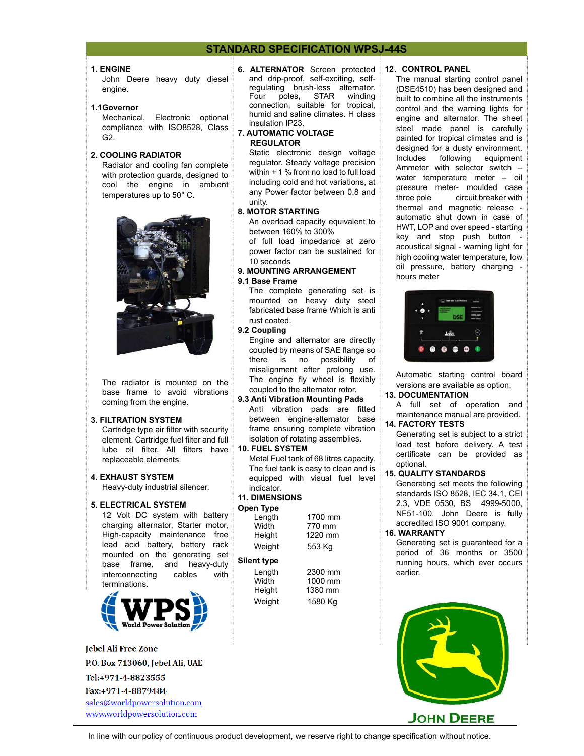# STANDARD SPECIFICATION WPSJ-44S

**1. ENGINE**

John Deere heavy duty diesel engine.

**1.1Governor**

Mechanical, Electronic optional compliance with ISO8528, Class G2.

**2. COOLING RADIATOR**

Radiator and cooling fan complete with protection guards, designed to cool the engine in ambient temperatures up to 50° C.

The radiator is mounted on the base frame to avoid vibrations coming from the engine.

**3. FILTRATION SYSTEM**

Cartridge type air filter with security element. Cartridge fuel filter and full lube oil filter. All filters have replaceable elements.

**4. EXHAUST SYSTEM**

Heavy-duty industrial silencer.

**5. ELECTRICAL SYSTEM**

12 Volt DC system with battery charging alternator, Starter motor, High-capacity maintenance free lead acid battery, battery rack mounted on the generating set base frame, and heavy-duty interconnecting cables with terminations.

WPS World Power Solution

Jebel Ali Free Zone
P.O. Box 713060, Jebel Ali, UAE
Tel:+971-4-8823555
Fax:+971-4-8879484
sales@worldpowersolution.com
www.worldpowersolution.com

**6. ALTERNATOR** Screen protected and drip-proof, self-exciting, self-regulating brush-less alternator. Four poles, STAR winding connection, suitable for tropical, humid and saline climates. H class insulation IP23.

**7. AUTOMATIC VOLTAGE REGULATOR**

Static electronic design voltage regulator. Steady voltage precision within + 1 % from no load to full load including cold and hot variations, at any Power factor between 0.8 and unity.

**8. MOTOR STARTING**

An overload capacity equivalent to between 160% to 300% of full load impedance at zero power factor can be sustained for 10 seconds

**9. MOUNTING ARRANGEMENT**

**9.1 Base Frame**

The complete generating set is mounted on heavy duty steel fabricated base frame Which is anti rust coated.

**9.2 Coupling**

Engine and alternator are directly coupled by means of SAE flange so there is no possibility of misalignment after prolong use. The engine fly wheel is flexibly coupled to the alternator rotor.

**9.3 Anti Vibration Mounting Pads**

Anti vibration pads are fitted between engine-alternator base frame ensuring complete vibration isolation of rotating assemblies.

**10. FUEL SYSTEM**

Metal Fuel tank of 68 litres capacity. The fuel tank is easy to clean and is equipped with visual fuel level indicator.

**11. DIMENSIONS**

**Open Type**

| | |
|---|---|
| Length | 1700 mm |
| Width | 770 mm |
| Height | 1220 mm |
| Weight | 553 Kg |

**Silent type**

| | |
|---|---|
| Length | 2300 mm |
| Width | 1000 mm |
| Height | 1380 mm |
| Weight | 1580 Kg |

**12. CONTROL PANEL**

The manual starting control panel (DSE4510) has been designed and built to combine all the instruments control and the warning lights for engine and alternator. The sheet steel made panel is carefully painted for tropical climates and is designed for a dusty environment. Includes following equipment Ammeter with selector switch – water temperature meter – oil pressure meter- moulded case three pole circuit breaker with thermal and magnetic release - automatic shut down in case of HWT, LOP and over speed - starting key and stop push button - acoustical signal - warning light for high cooling water temperature, low oil pressure, battery charging - hours meter

Automatic starting control board versions are available as option.

**13. DOCUMENTATION**

A full set of operation and maintenance manual are provided.

**14. FACTORY TESTS**

Generating set is subject to a strict load test before delivery. A test certificate can be provided as optional.

**15. QUALITY STANDARDS**

Generating set meets the following standards ISO 8528, IEC 34.1, CEI 2.3, VDE 0530, BS 4999-5000, NF51-100. John Deere is fully accredited ISO 9001 company.

**16. WARRANTY**

Generating set is guaranteed for a period of 36 months or 3500 running hours, which ever occurs earlier.

JOHN DEERE

In line with our policy of continuous product development, we reserve right to change specification without notice.